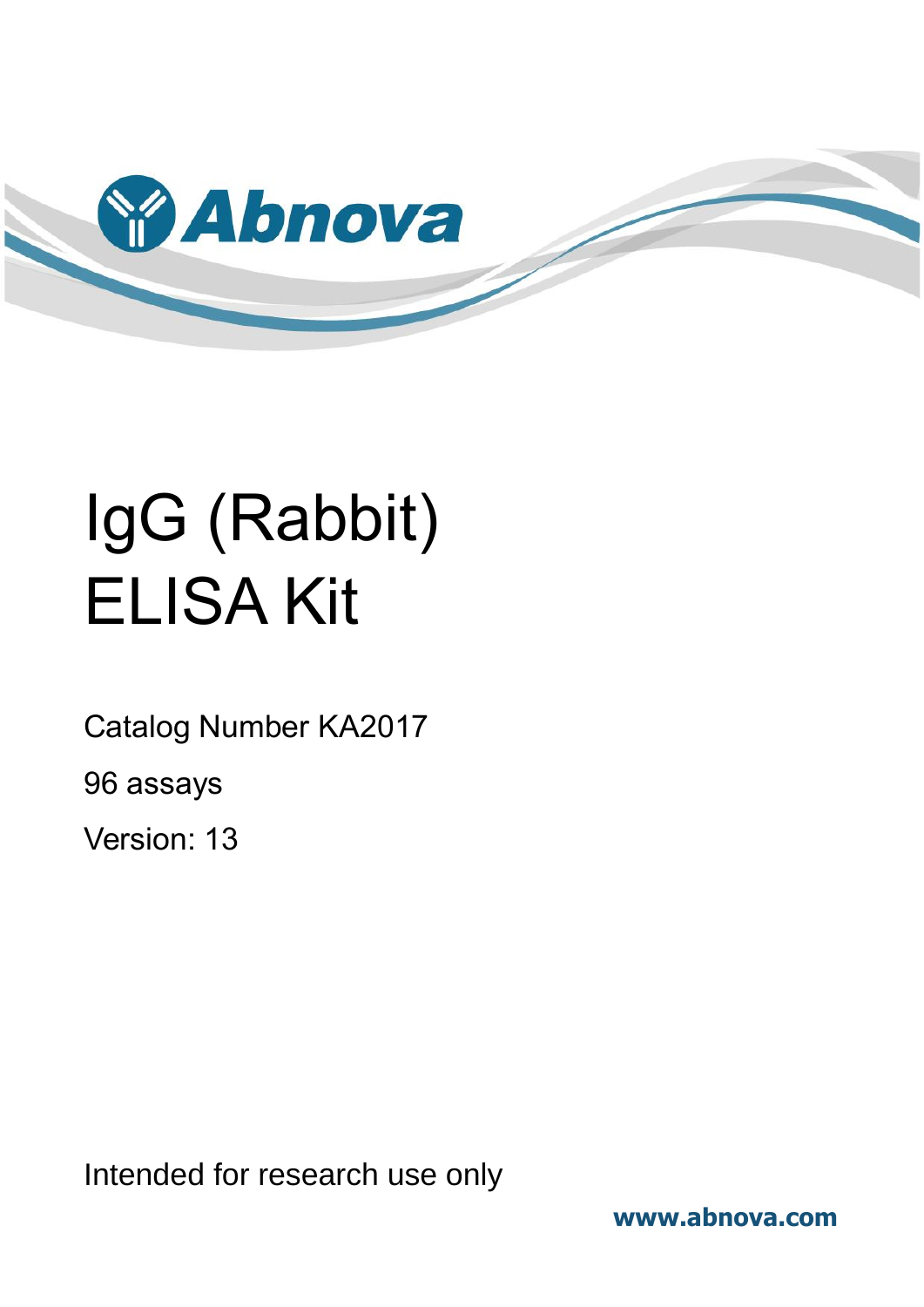Abnova

# IgG (Rabbit) ELISA Kit

Catalog Number KA2017

96 assays

Version: 13

Intended for research use only

www.abnova.com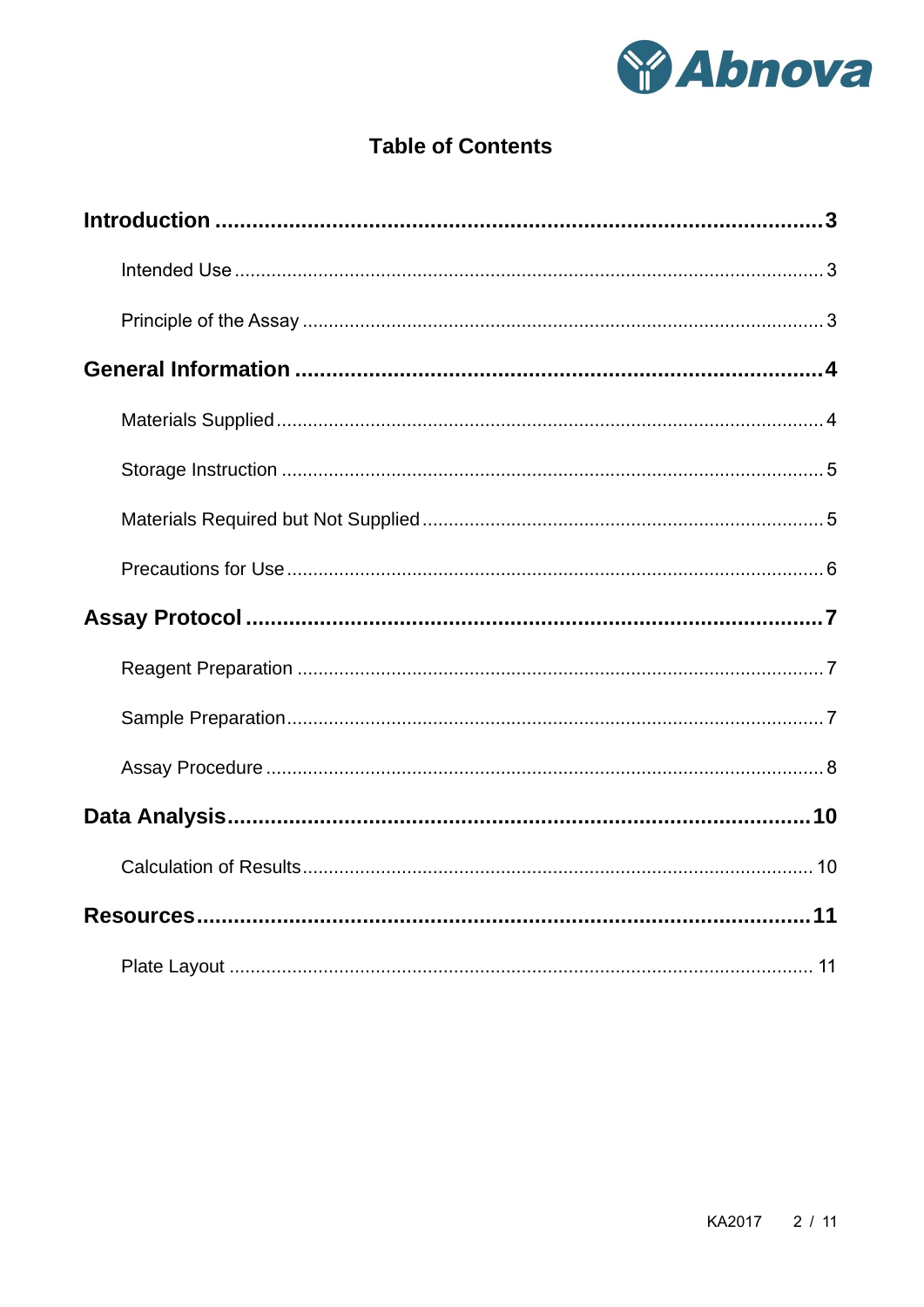# Table of Contents

**Introduction** ........................................................................................ **3**

- Intended Use ........................................................................................ 3
- Principle of the Assay ........................................................................ 3

**General Information** ............................................................................ **4**

- Materials Supplied ................................................................................ 4
- Storage Instruction ............................................................................... 5
- Materials Required but Not Supplied .................................................. 5
- Precautions for Use .............................................................................. 6

**Assay Protocol** ...................................................................................... **7**

- Reagent Preparation ............................................................................ 7
- Sample Preparation .............................................................................. 7
- Assay Procedure ................................................................................... 8

**Data Analysis** ....................................................................................... **10**

- Calculation of Results ......................................................................... 10

**Resources** ............................................................................................. **11**

- Plate Layout ......................................................................................... 11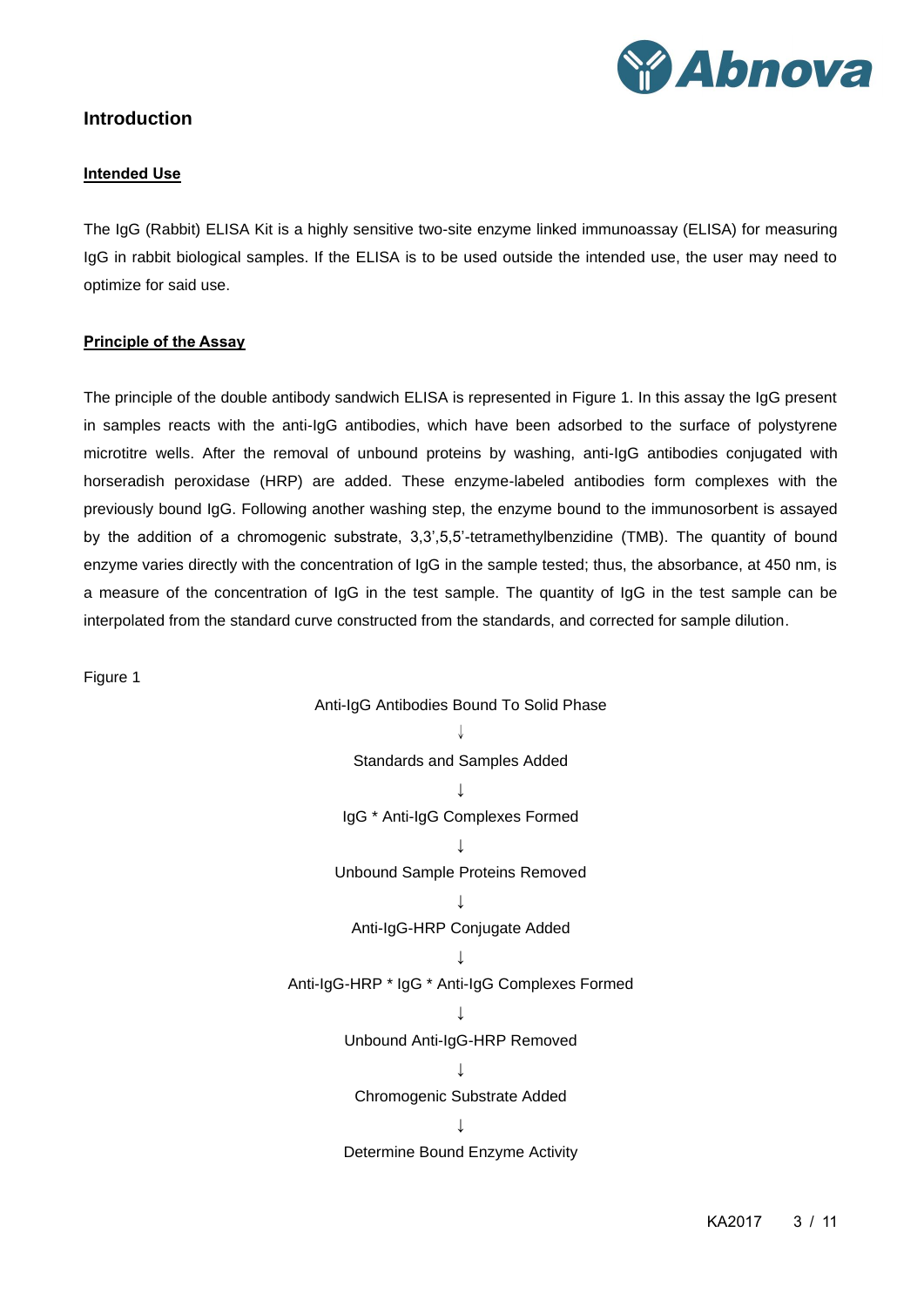## Introduction

### Intended Use

The IgG (Rabbit) ELISA Kit is a highly sensitive two-site enzyme linked immunoassay (ELISA) for measuring IgG in rabbit biological samples. If the ELISA is to be used outside the intended use, the user may need to optimize for said use.

### Principle of the Assay

The principle of the double antibody sandwich ELISA is represented in Figure 1. In this assay the IgG present in samples reacts with the anti-IgG antibodies, which have been adsorbed to the surface of polystyrene microtitre wells. After the removal of unbound proteins by washing, anti-IgG antibodies conjugated with horseradish peroxidase (HRP) are added. These enzyme-labeled antibodies form complexes with the previously bound IgG. Following another washing step, the enzyme bound to the immunosorbent is assayed by the addition of a chromogenic substrate, 3,3',5,5'-tetramethylbenzidine (TMB). The quantity of bound enzyme varies directly with the concentration of IgG in the sample tested; thus, the absorbance, at 450 nm, is a measure of the concentration of IgG in the test sample. The quantity of IgG in the test sample can be interpolated from the standard curve constructed from the standards, and corrected for sample dilution.

Figure 1

Anti-IgG Antibodies Bound To Solid Phase

↓

Standards and Samples Added

↓

IgG * Anti-IgG Complexes Formed

↓

Unbound Sample Proteins Removed

↓

Anti-IgG-HRP Conjugate Added

↓

Anti-IgG-HRP * IgG * Anti-IgG Complexes Formed

↓

Unbound Anti-IgG-HRP Removed

↓

Chromogenic Substrate Added

↓

Determine Bound Enzyme Activity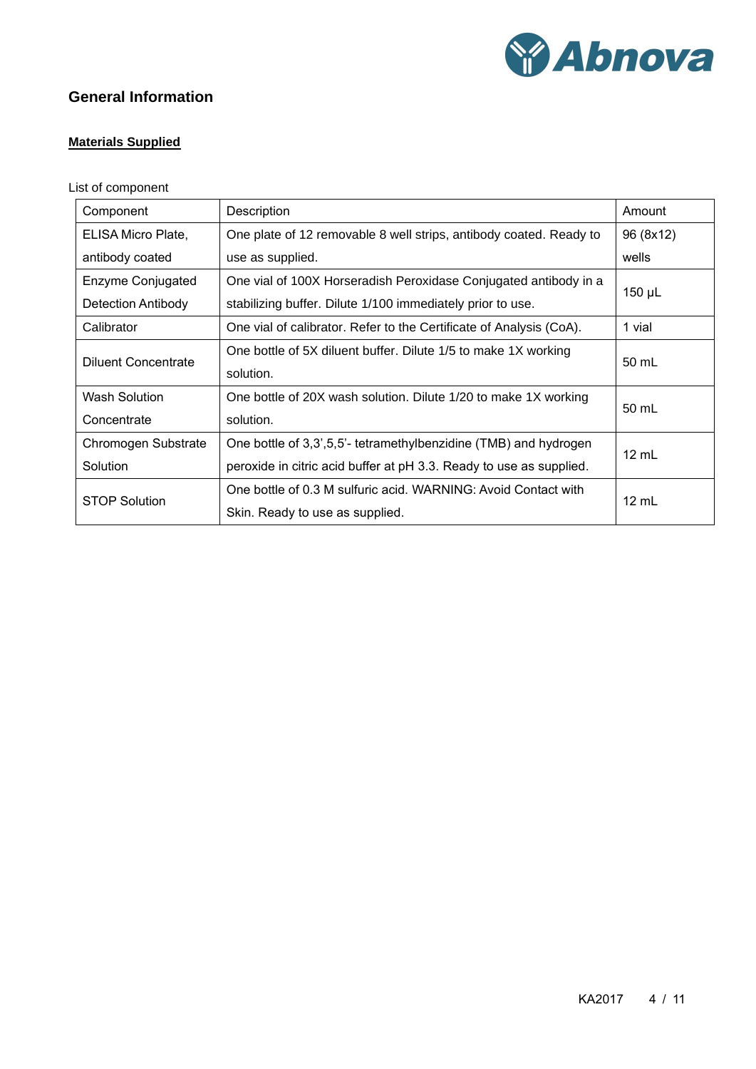## General Information

**Materials Supplied**

List of component

| Component | Description | Amount |
|---|---|---|
| ELISA Micro Plate, antibody coated | One plate of 12 removable 8 well strips, antibody coated. Ready to use as supplied. | 96 (8x12) wells |
| Enzyme Conjugated Detection Antibody | One vial of 100X Horseradish Peroxidase Conjugated antibody in a stabilizing buffer. Dilute 1/100 immediately prior to use. | 150 µL |
| Calibrator | One vial of calibrator. Refer to the Certificate of Analysis (CoA). | 1 vial |
| Diluent Concentrate | One bottle of 5X diluent buffer. Dilute 1/5 to make 1X working solution. | 50 mL |
| Wash Solution Concentrate | One bottle of 20X wash solution. Dilute 1/20 to make 1X working solution. | 50 mL |
| Chromogen Substrate Solution | One bottle of 3,3',5,5'- tetramethylbenzidine (TMB) and hydrogen peroxide in citric acid buffer at pH 3.3. Ready to use as supplied. | 12 mL |
| STOP Solution | One bottle of 0.3 M sulfuric acid. WARNING: Avoid Contact with Skin. Ready to use as supplied. | 12 mL |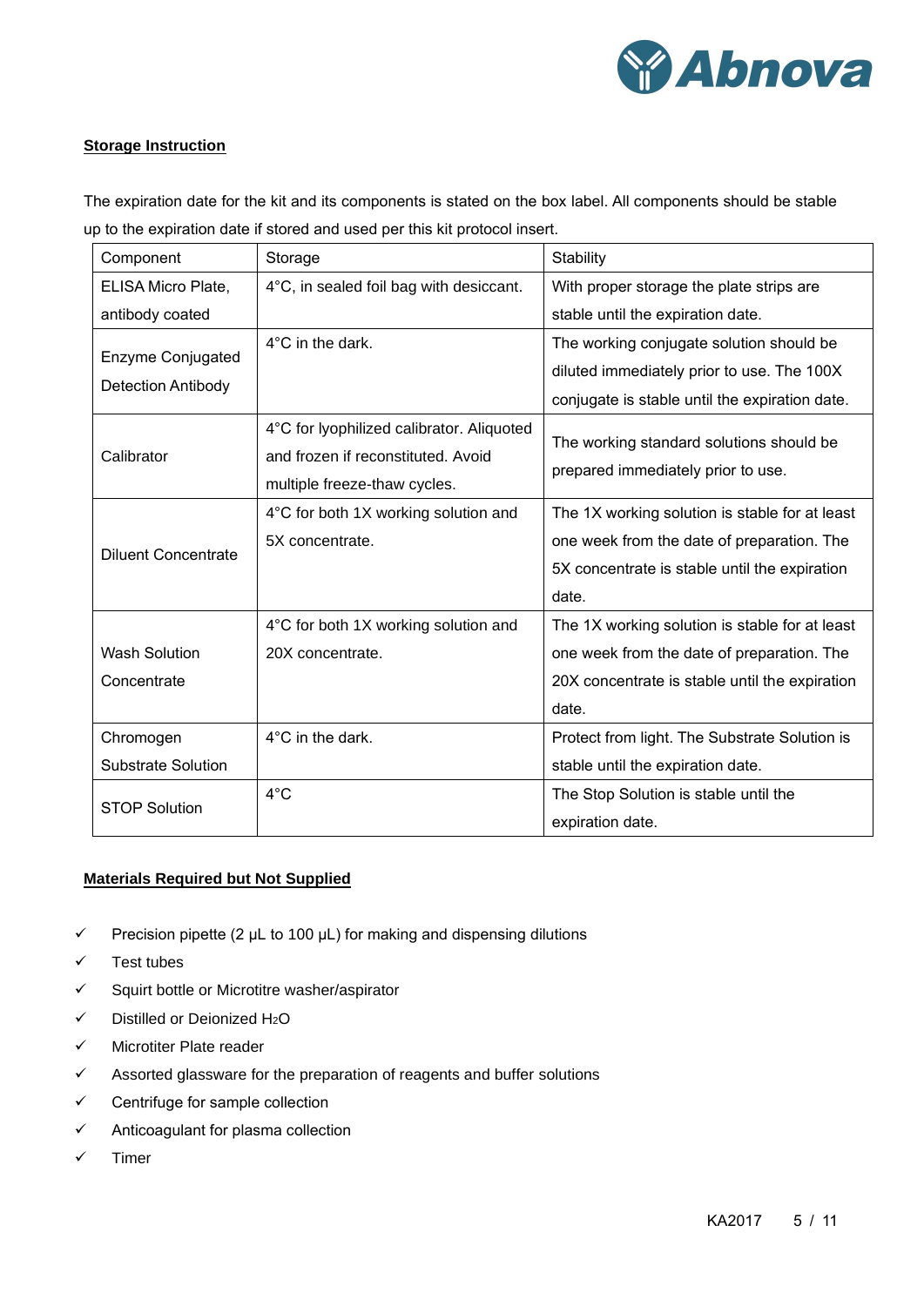**Storage Instruction**

The expiration date for the kit and its components is stated on the box label. All components should be stable up to the expiration date if stored and used per this kit protocol insert.

| Component | Storage | Stability |
|---|---|---|
| ELISA Micro Plate, antibody coated | 4°C, in sealed foil bag with desiccant. | With proper storage the plate strips are stable until the expiration date. |
| Enzyme Conjugated Detection Antibody | 4°C in the dark. | The working conjugate solution should be diluted immediately prior to use. The 100X conjugate is stable until the expiration date. |
| Calibrator | 4°C for lyophilized calibrator. Aliquoted and frozen if reconstituted. Avoid multiple freeze-thaw cycles. | The working standard solutions should be prepared immediately prior to use. |
| Diluent Concentrate | 4°C for both 1X working solution and 5X concentrate. | The 1X working solution is stable for at least one week from the date of preparation. The 5X concentrate is stable until the expiration date. |
| Wash Solution Concentrate | 4°C for both 1X working solution and 20X concentrate. | The 1X working solution is stable for at least one week from the date of preparation. The 20X concentrate is stable until the expiration date. |
| Chromogen Substrate Solution | 4°C in the dark. | Protect from light. The Substrate Solution is stable until the expiration date. |
| STOP Solution | 4°C | The Stop Solution is stable until the expiration date. |

**Materials Required but Not Supplied**

- ✓ Precision pipette (2 μL to 100 μL) for making and dispensing dilutions
- ✓ Test tubes
- ✓ Squirt bottle or Microtitre washer/aspirator
- ✓ Distilled or Deionized $H_2O$
- ✓ Microtiter Plate reader
- ✓ Assorted glassware for the preparation of reagents and buffer solutions
- ✓ Centrifuge for sample collection
- ✓ Anticoagulant for plasma collection
- ✓ Timer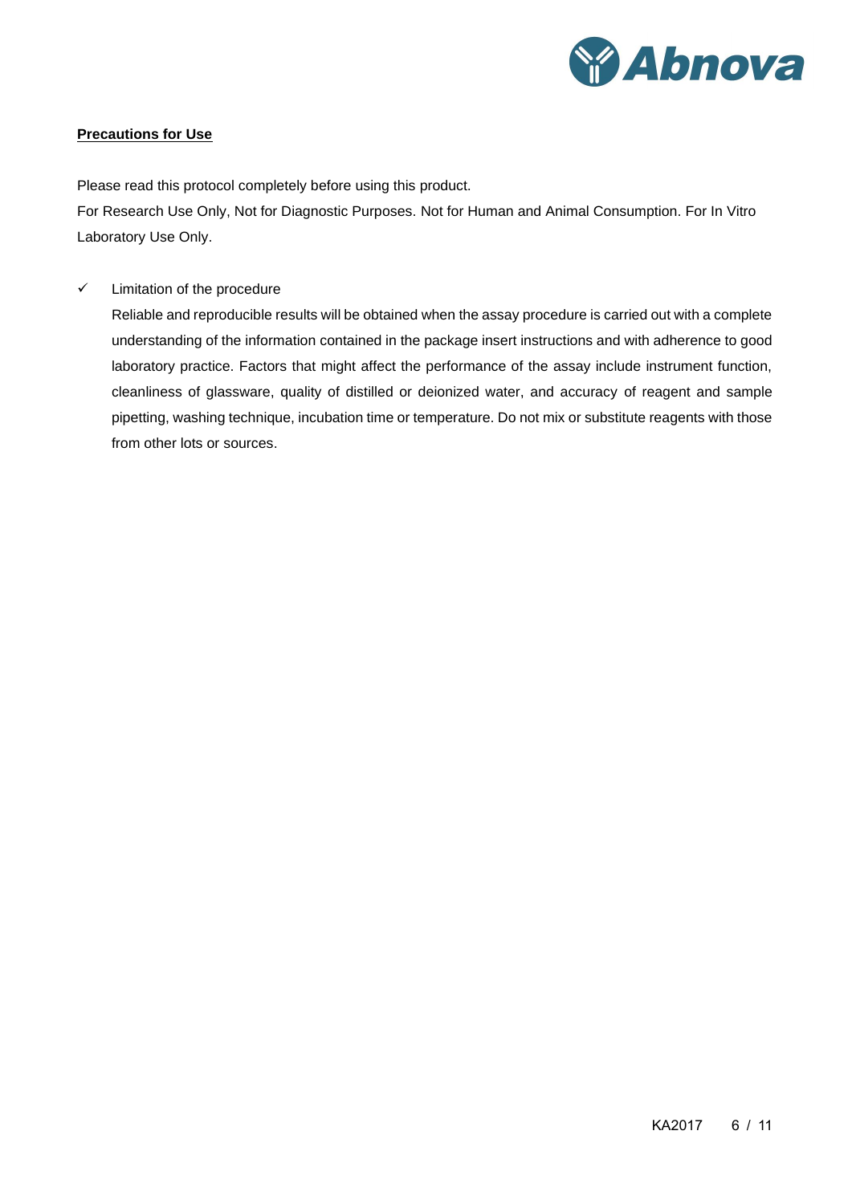## Precautions for Use

Please read this protocol completely before using this product.

For Research Use Only, Not for Diagnostic Purposes. Not for Human and Animal Consumption. For In Vitro Laboratory Use Only.

- ✓ Limitation of the procedure

  Reliable and reproducible results will be obtained when the assay procedure is carried out with a complete understanding of the information contained in the package insert instructions and with adherence to good laboratory practice. Factors that might affect the performance of the assay include instrument function, cleanliness of glassware, quality of distilled or deionized water, and accuracy of reagent and sample pipetting, washing technique, incubation time or temperature. Do not mix or substitute reagents with those from other lots or sources.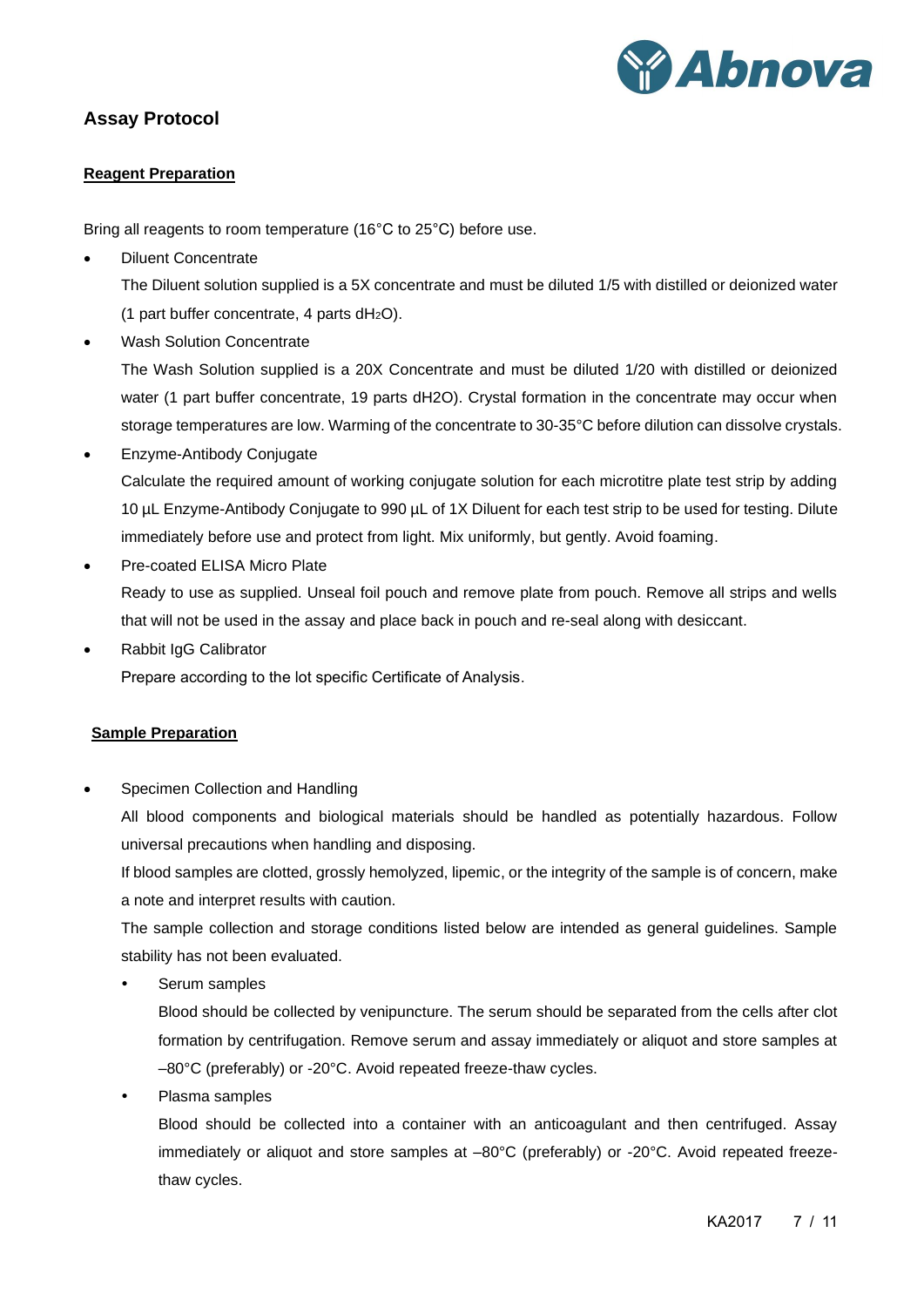## Assay Protocol

### Reagent Preparation

Bring all reagents to room temperature (16°C to 25°C) before use.

- Diluent Concentrate

  The Diluent solution supplied is a 5X concentrate and must be diluted 1/5 with distilled or deionized water (1 part buffer concentrate, 4 parts $dH_2O$).

- Wash Solution Concentrate

  The Wash Solution supplied is a 20X Concentrate and must be diluted 1/20 with distilled or deionized water (1 part buffer concentrate, 19 parts dH2O). Crystal formation in the concentrate may occur when storage temperatures are low. Warming of the concentrate to 30-35°C before dilution can dissolve crystals.

- Enzyme-Antibody Conjugate

  Calculate the required amount of working conjugate solution for each microtitre plate test strip by adding 10 µL Enzyme-Antibody Conjugate to 990 µL of 1X Diluent for each test strip to be used for testing. Dilute immediately before use and protect from light. Mix uniformly, but gently. Avoid foaming.

- Pre-coated ELISA Micro Plate

  Ready to use as supplied. Unseal foil pouch and remove plate from pouch. Remove all strips and wells that will not be used in the assay and place back in pouch and re-seal along with desiccant.

- Rabbit IgG Calibrator

  Prepare according to the lot specific Certificate of Analysis.

### Sample Preparation

- Specimen Collection and Handling

  All blood components and biological materials should be handled as potentially hazardous. Follow universal precautions when handling and disposing.

  If blood samples are clotted, grossly hemolyzed, lipemic, or the integrity of the sample is of concern, make a note and interpret results with caution.

  The sample collection and storage conditions listed below are intended as general guidelines. Sample stability has not been evaluated.

  - Serum samples

    Blood should be collected by venipuncture. The serum should be separated from the cells after clot formation by centrifugation. Remove serum and assay immediately or aliquot and store samples at –80°C (preferably) or -20°C. Avoid repeated freeze-thaw cycles.

  - Plasma samples

    Blood should be collected into a container with an anticoagulant and then centrifuged. Assay immediately or aliquot and store samples at –80°C (preferably) or -20°C. Avoid repeated freeze-thaw cycles.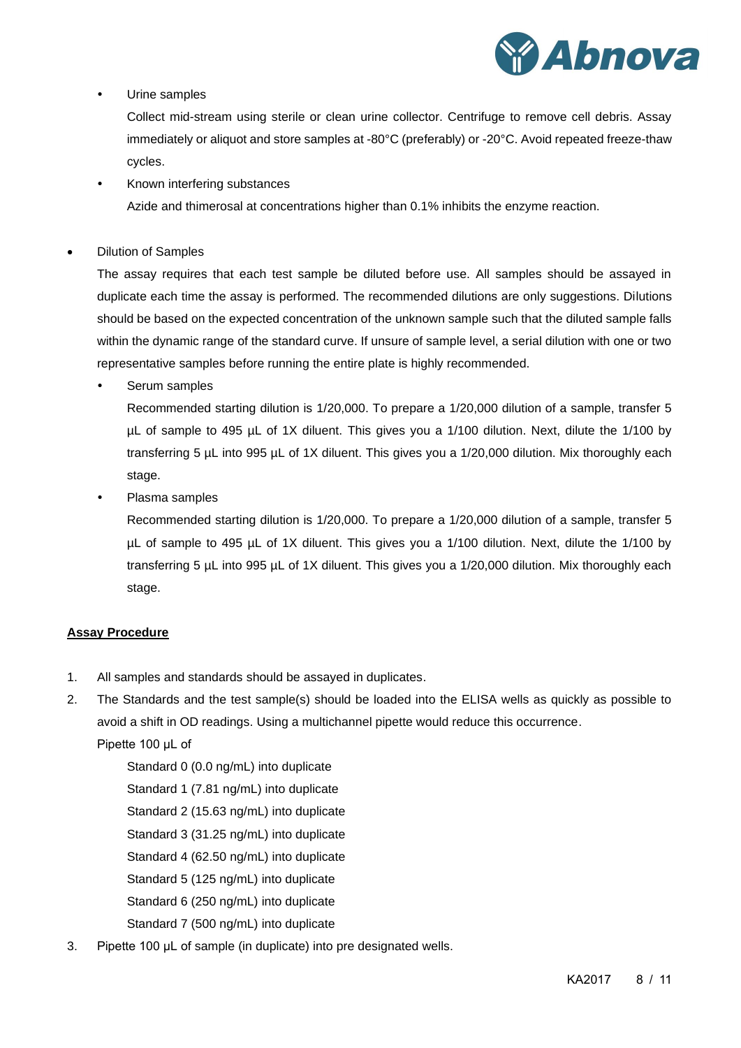- Urine samples

  Collect mid-stream using sterile or clean urine collector. Centrifuge to remove cell debris. Assay immediately or aliquot and store samples at -80°C (preferably) or -20°C. Avoid repeated freeze-thaw cycles.

- Known interfering substances

  Azide and thimerosal at concentrations higher than 0.1% inhibits the enzyme reaction.

- Dilution of Samples

  The assay requires that each test sample be diluted before use. All samples should be assayed in duplicate each time the assay is performed. The recommended dilutions are only suggestions. Dilutions should be based on the expected concentration of the unknown sample such that the diluted sample falls within the dynamic range of the standard curve. If unsure of sample level, a serial dilution with one or two representative samples before running the entire plate is highly recommended.

  - Serum samples

    Recommended starting dilution is 1/20,000. To prepare a 1/20,000 dilution of a sample, transfer 5 µL of sample to 495 µL of 1X diluent. This gives you a 1/100 dilution. Next, dilute the 1/100 by transferring 5 µL into 995 µL of 1X diluent. This gives you a 1/20,000 dilution. Mix thoroughly each stage.

  - Plasma samples

    Recommended starting dilution is 1/20,000. To prepare a 1/20,000 dilution of a sample, transfer 5 µL of sample to 495 µL of 1X diluent. This gives you a 1/100 dilution. Next, dilute the 1/100 by transferring 5 µL into 995 µL of 1X diluent. This gives you a 1/20,000 dilution. Mix thoroughly each stage.

## Assay Procedure

1. All samples and standards should be assayed in duplicates.
2. The Standards and the test sample(s) should be loaded into the ELISA wells as quickly as possible to avoid a shift in OD readings. Using a multichannel pipette would reduce this occurrence.

   Pipette 100 µL of

   Standard 0 (0.0 ng/mL) into duplicate
   Standard 1 (7.81 ng/mL) into duplicate
   Standard 2 (15.63 ng/mL) into duplicate
   Standard 3 (31.25 ng/mL) into duplicate
   Standard 4 (62.50 ng/mL) into duplicate
   Standard 5 (125 ng/mL) into duplicate
   Standard 6 (250 ng/mL) into duplicate
   Standard 7 (500 ng/mL) into duplicate
3. Pipette 100 µL of sample (in duplicate) into pre designated wells.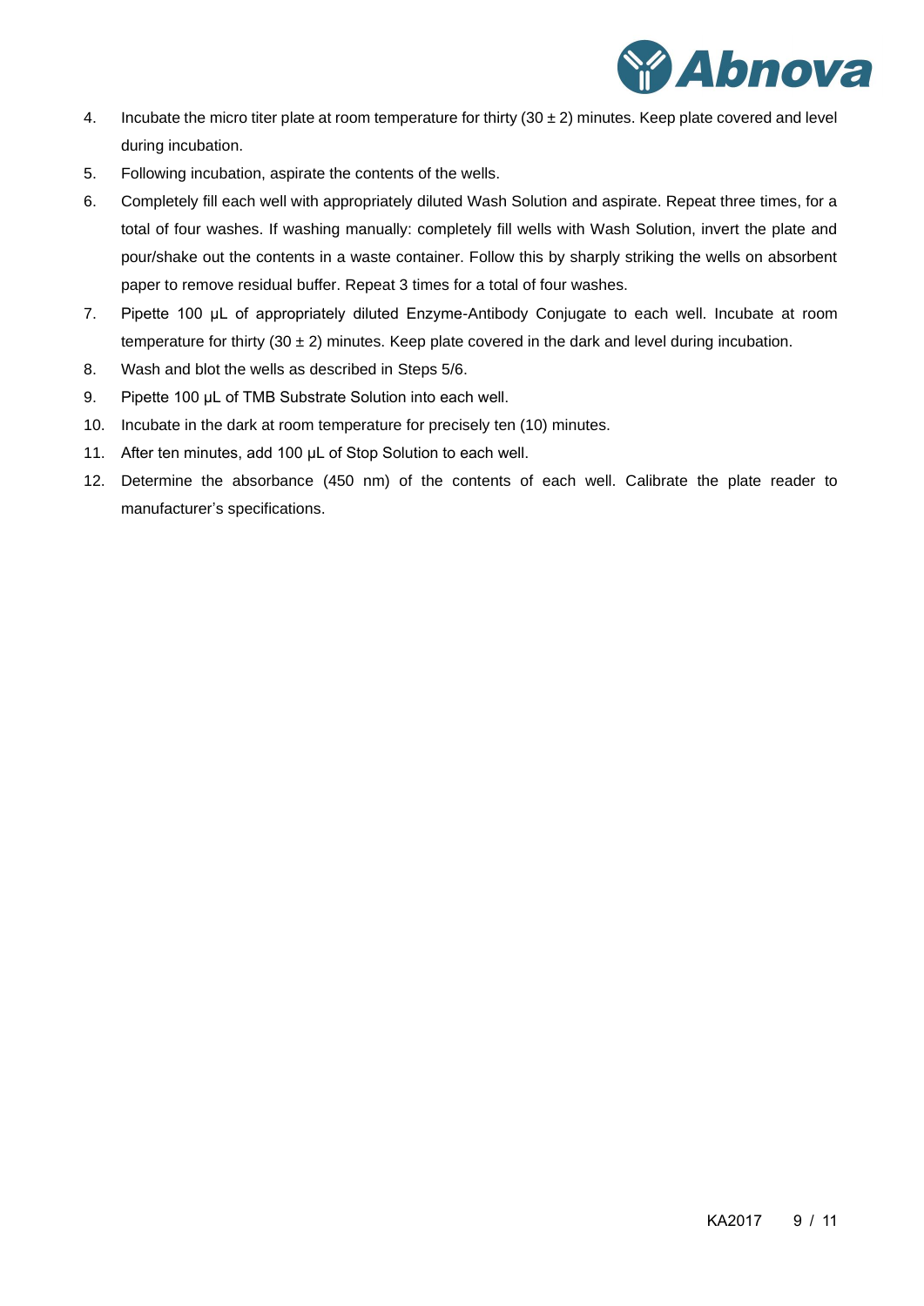4. Incubate the micro titer plate at room temperature for thirty (30 ± 2) minutes. Keep plate covered and level during incubation.
5. Following incubation, aspirate the contents of the wells.
6. Completely fill each well with appropriately diluted Wash Solution and aspirate. Repeat three times, for a total of four washes. If washing manually: completely fill wells with Wash Solution, invert the plate and pour/shake out the contents in a waste container. Follow this by sharply striking the wells on absorbent paper to remove residual buffer. Repeat 3 times for a total of four washes.
7. Pipette 100 μL of appropriately diluted Enzyme-Antibody Conjugate to each well. Incubate at room temperature for thirty (30 ± 2) minutes. Keep plate covered in the dark and level during incubation.
8. Wash and blot the wells as described in Steps 5/6.
9. Pipette 100 μL of TMB Substrate Solution into each well.
10. Incubate in the dark at room temperature for precisely ten (10) minutes.
11. After ten minutes, add 100 μL of Stop Solution to each well.
12. Determine the absorbance (450 nm) of the contents of each well. Calibrate the plate reader to manufacturer's specifications.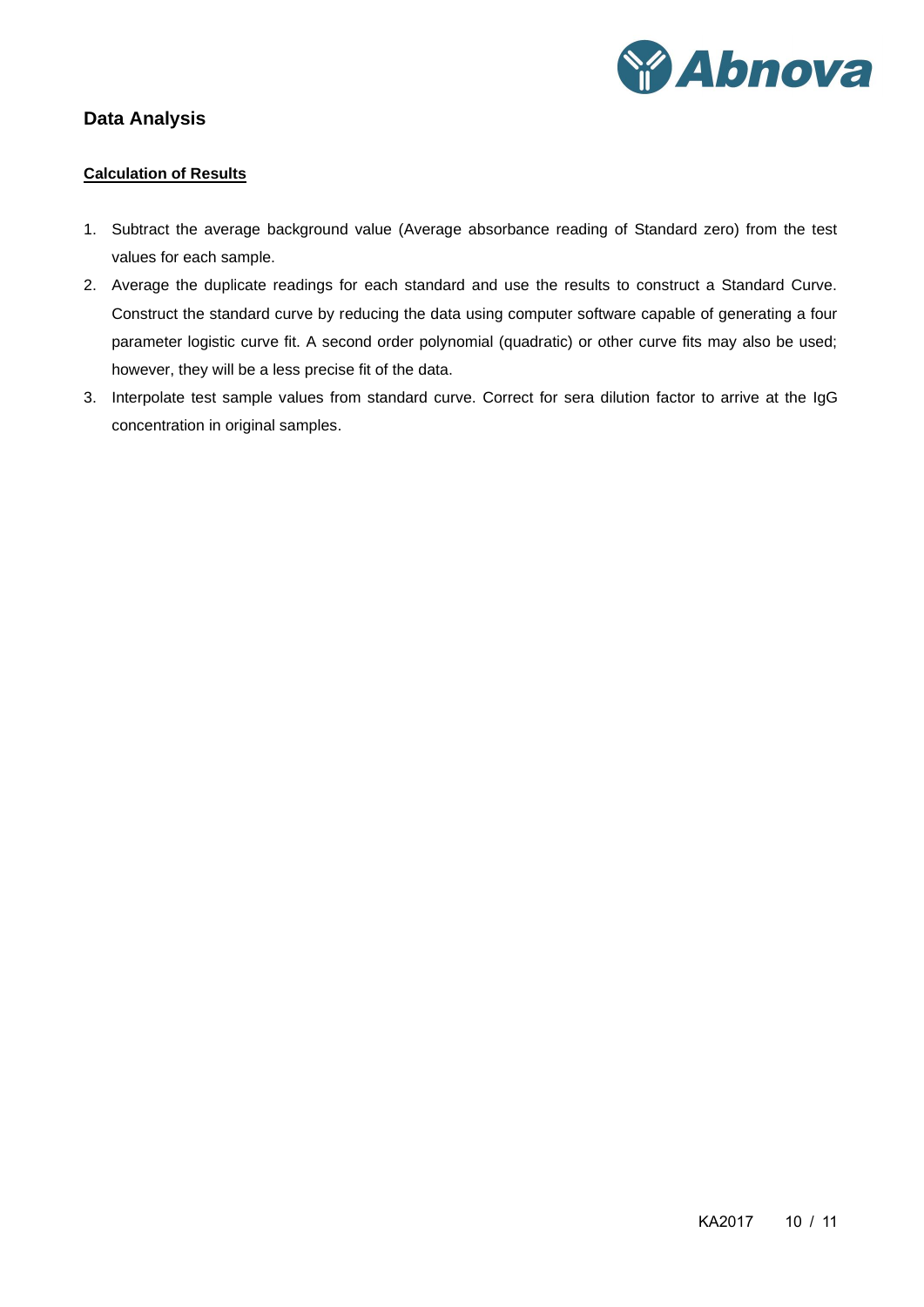## Data Analysis

### Calculation of Results

1. Subtract the average background value (Average absorbance reading of Standard zero) from the test values for each sample.
2. Average the duplicate readings for each standard and use the results to construct a Standard Curve. Construct the standard curve by reducing the data using computer software capable of generating a four parameter logistic curve fit. A second order polynomial (quadratic) or other curve fits may also be used; however, they will be a less precise fit of the data.
3. Interpolate test sample values from standard curve. Correct for sera dilution factor to arrive at the IgG concentration in original samples.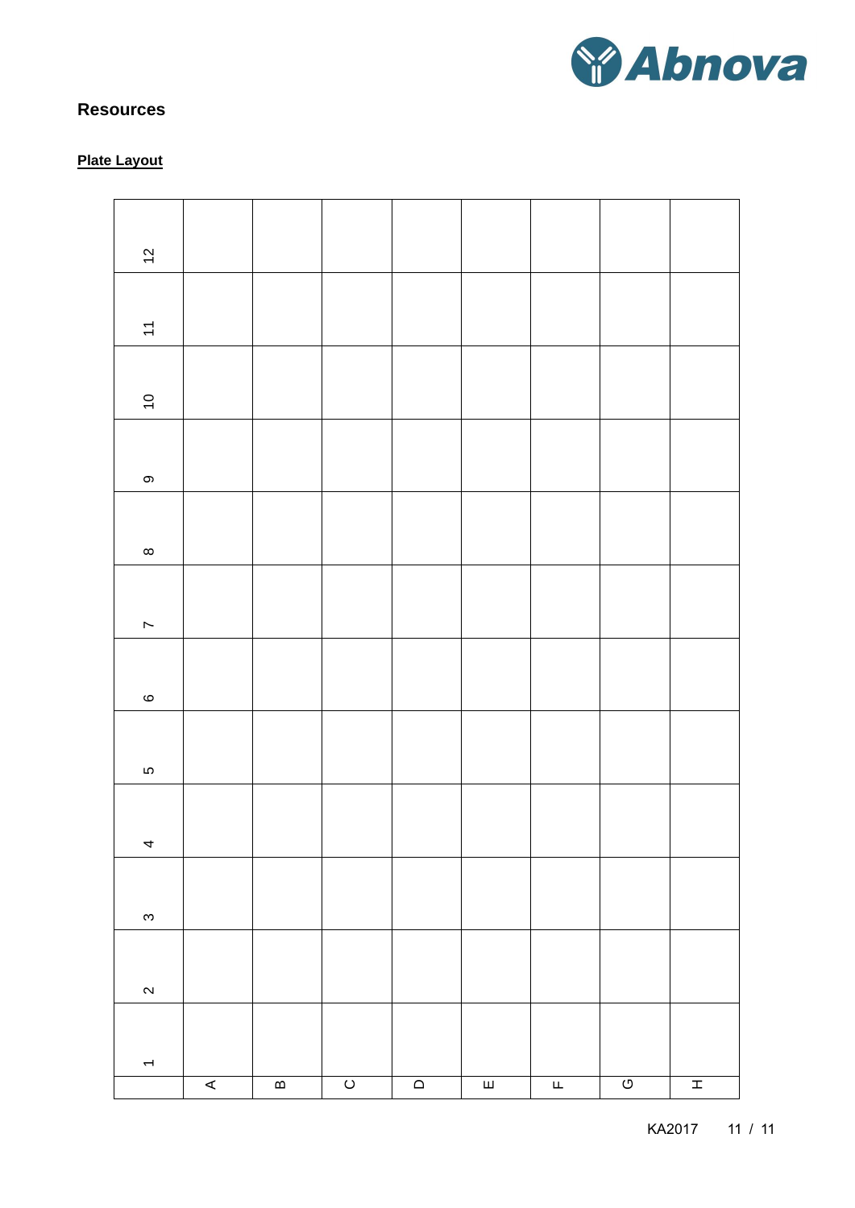## Resources

### Plate Layout

| | 1 | 2 | 3 | 4 | 5 | 6 | 7 | 8 | 9 | 10 | 11 | 12 |
|---|---|---|---|---|---|---|---|---|---|---|---|---|
| A | | | | | | | | | | | | |
| B | | | | | | | | | | | | |
| C | | | | | | | | | | | | |
| D | | | | | | | | | | | | |
| E | | | | | | | | | | | | |
| F | | | | | | | | | | | | |
| G | | | | | | | | | | | | |
| H | | | | | | | | | | | | |